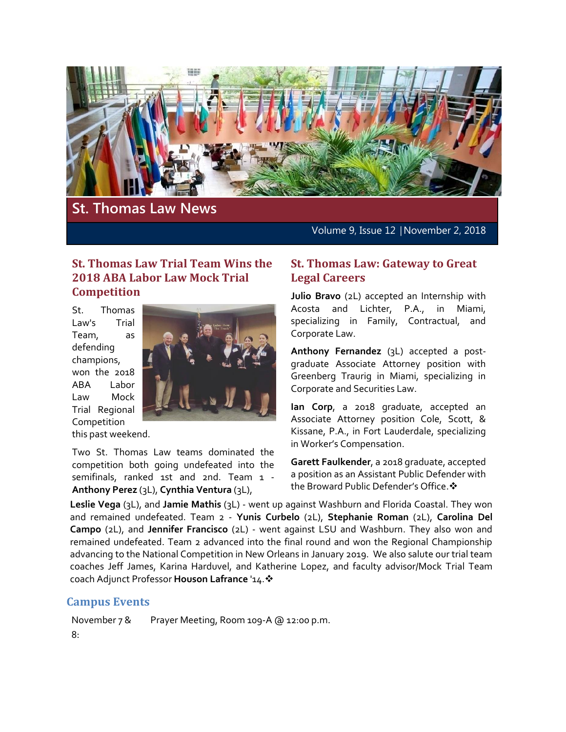# St. Thomas Law News

Volume 9, Issue 12 | November 2, 2018

## St. Thomas Law Trial Team Wins the 2018 ABA Labor Law Mock Trial Competition

St. Thomas Law's Trial Team, as defending champions, won the 2018 ABA Labor Law Mock Trial Regional Competition this past weekend.

Two St. Thomas Law teams dominated the competition both going undefeated into the semifinals, ranked 1st and 2nd. Team 1 - **Anthony Perez** (3L), **Cynthia Ventura** (3L), **Leslie Vega** (3L), and **Jamie Mathis** (3L) - went up against Washburn and Florida Coastal. They won and remained undefeated. Team 2 - **Yunis Curbelo** (2L), **Stephanie Roman** (2L), **Carolina Del Campo** (2L), and **Jennifer Francisco** (2L) - went against LSU and Washburn. They also won and remained undefeated. Team 2 advanced into the final round and won the Regional Championship advancing to the National Competition in New Orleans in January 2019. We also salute our trial team coaches Jeff James, Karina Harduvel, and Katherine Lopez, and faculty advisor/Mock Trial Team coach Adjunct Professor **Houson Lafrance** '14.❖

## St. Thomas Law: Gateway to Great Legal Careers

**Julio Bravo** (2L) accepted an Internship with Acosta and Lichter, P.A., in Miami, specializing in Family, Contractual, and Corporate Law.

**Anthony Fernandez** (3L) accepted a post-graduate Associate Attorney position with Greenberg Traurig in Miami, specializing in Corporate and Securities Law.

**Ian Corp**, a 2018 graduate, accepted an Associate Attorney position Cole, Scott, & Kissane, P.A., in Fort Lauderdale, specializing in Worker's Compensation.

**Garett Faulkender**, a 2018 graduate, accepted a position as an Assistant Public Defender with the Broward Public Defender's Office.❖

## Campus Events

| | |
|---|---|
| November 7 & 8: | Prayer Meeting, Room 109-A @ 12:00 p.m. |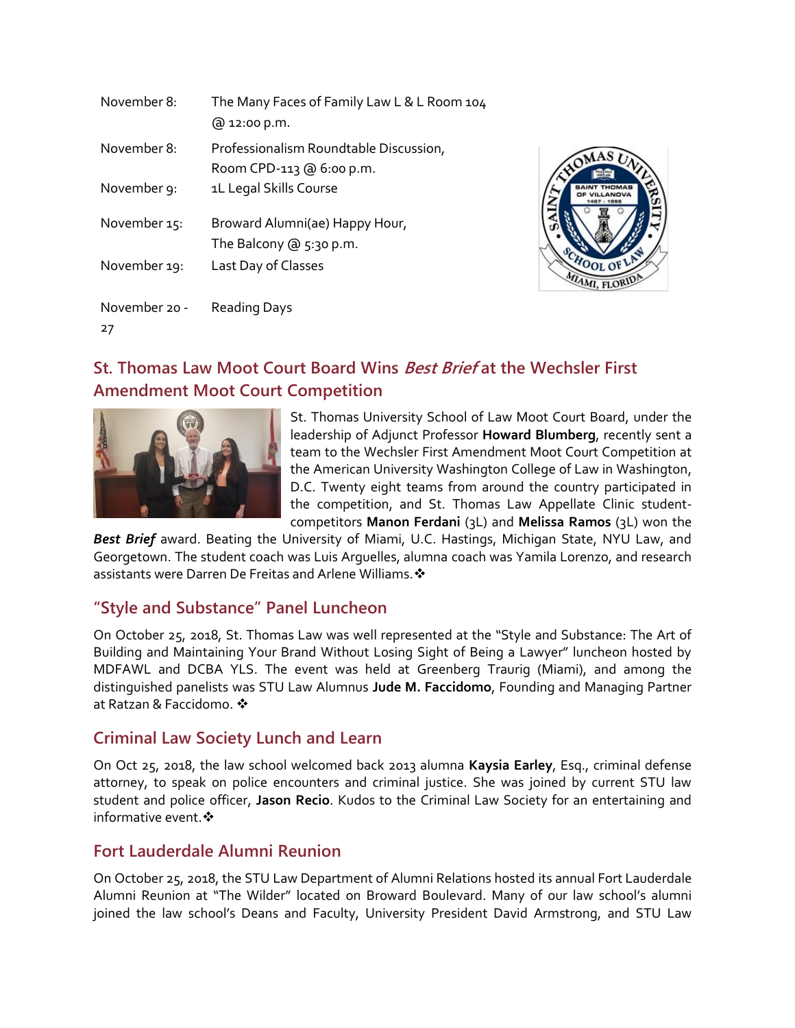| | |
|---|---|
| November 8: | The Many Faces of Family Law L & L Room 104 @ 12:00 p.m. |
| November 8: | Professionalism Roundtable Discussion, Room CPD-113 @ 6:00 p.m. |
| November 9: | 1L Legal Skills Course |
| November 15: | Broward Alumni(ae) Happy Hour, The Balcony @ 5:30 p.m. |
| November 19: | Last Day of Classes |
| November 20 - 27 | Reading Days |

## St. Thomas Law Moot Court Board Wins *Best Brief* at the Wechsler First Amendment Moot Court Competition

St. Thomas University School of Law Moot Court Board, under the leadership of Adjunct Professor **Howard Blumberg**, recently sent a team to the Wechsler First Amendment Moot Court Competition at the American University Washington College of Law in Washington, D.C. Twenty eight teams from around the country participated in the competition, and St. Thomas Law Appellate Clinic student-competitors **Manon Ferdani** (3L) and **Melissa Ramos** (3L) won the ***Best Brief*** award. Beating the University of Miami, U.C. Hastings, Michigan State, NYU Law, and Georgetown. The student coach was Luis Arguelles, alumna coach was Yamila Lorenzo, and research assistants were Darren De Freitas and Arlene Williams.❖

## "Style and Substance" Panel Luncheon

On October 25, 2018, St. Thomas Law was well represented at the "Style and Substance: The Art of Building and Maintaining Your Brand Without Losing Sight of Being a Lawyer" luncheon hosted by MDFAWL and DCBA YLS. The event was held at Greenberg Traurig (Miami), and among the distinguished panelists was STU Law Alumnus **Jude M. Faccidomo**, Founding and Managing Partner at Ratzan & Faccidomo. ❖

## Criminal Law Society Lunch and Learn

On Oct 25, 2018, the law school welcomed back 2013 alumna **Kaysia Earley**, Esq., criminal defense attorney, to speak on police encounters and criminal justice. She was joined by current STU law student and police officer, **Jason Recio**. Kudos to the Criminal Law Society for an entertaining and informative event.❖

## Fort Lauderdale Alumni Reunion

On October 25, 2018, the STU Law Department of Alumni Relations hosted its annual Fort Lauderdale Alumni Reunion at "The Wilder" located on Broward Boulevard. Many of our law school's alumni joined the law school's Deans and Faculty, University President David Armstrong, and STU Law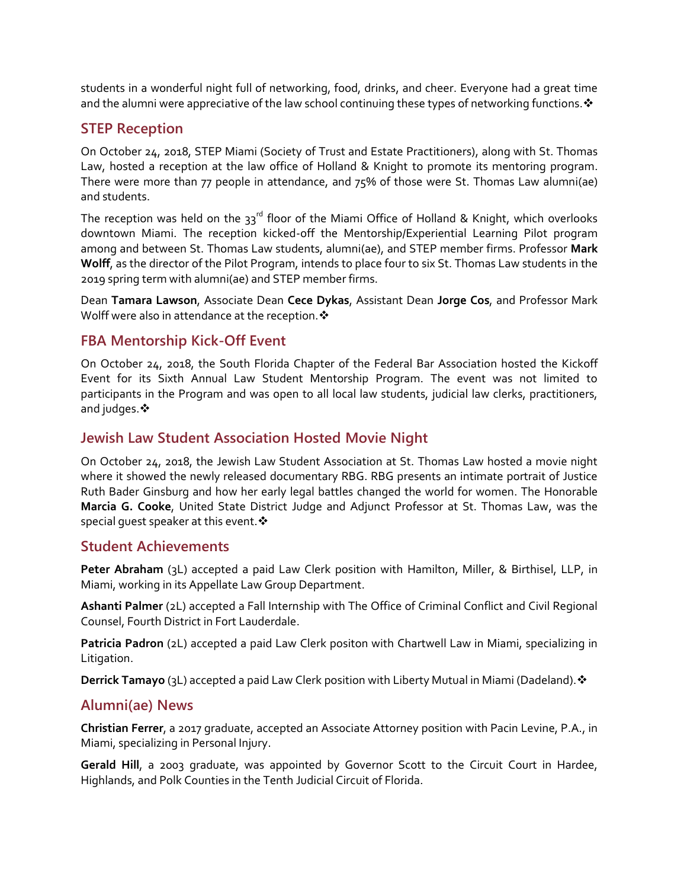students in a wonderful night full of networking, food, drinks, and cheer. Everyone had a great time and the alumni were appreciative of the law school continuing these types of networking functions.❖

## STEP Reception

On October 24, 2018, STEP Miami (Society of Trust and Estate Practitioners), along with St. Thomas Law, hosted a reception at the law office of Holland & Knight to promote its mentoring program. There were more than 77 people in attendance, and 75% of those were St. Thomas Law alumni(ae) and students.

The reception was held on the 33rd floor of the Miami Office of Holland & Knight, which overlooks downtown Miami. The reception kicked-off the Mentorship/Experiential Learning Pilot program among and between St. Thomas Law students, alumni(ae), and STEP member firms. Professor **Mark Wolff**, as the director of the Pilot Program, intends to place four to six St. Thomas Law students in the 2019 spring term with alumni(ae) and STEP member firms.

Dean **Tamara Lawson**, Associate Dean **Cece Dykas**, Assistant Dean **Jorge Cos**, and Professor Mark Wolff were also in attendance at the reception.❖

## FBA Mentorship Kick-Off Event

On October 24, 2018, the South Florida Chapter of the Federal Bar Association hosted the Kickoff Event for its Sixth Annual Law Student Mentorship Program. The event was not limited to participants in the Program and was open to all local law students, judicial law clerks, practitioners, and judges.❖

## Jewish Law Student Association Hosted Movie Night

On October 24, 2018, the Jewish Law Student Association at St. Thomas Law hosted a movie night where it showed the newly released documentary RBG. RBG presents an intimate portrait of Justice Ruth Bader Ginsburg and how her early legal battles changed the world for women. The Honorable **Marcia G. Cooke**, United State District Judge and Adjunct Professor at St. Thomas Law, was the special guest speaker at this event.❖

## Student Achievements

**Peter Abraham** (3L) accepted a paid Law Clerk position with Hamilton, Miller, & Birthisel, LLP, in Miami, working in its Appellate Law Group Department.

**Ashanti Palmer** (2L) accepted a Fall Internship with The Office of Criminal Conflict and Civil Regional Counsel, Fourth District in Fort Lauderdale.

**Patricia Padron** (2L) accepted a paid Law Clerk positon with Chartwell Law in Miami, specializing in Litigation.

**Derrick Tamayo** (3L) accepted a paid Law Clerk position with Liberty Mutual in Miami (Dadeland).❖

## Alumni(ae) News

**Christian Ferrer**, a 2017 graduate, accepted an Associate Attorney position with Pacin Levine, P.A., in Miami, specializing in Personal Injury.

**Gerald Hill**, a 2003 graduate, was appointed by Governor Scott to the Circuit Court in Hardee, Highlands, and Polk Counties in the Tenth Judicial Circuit of Florida.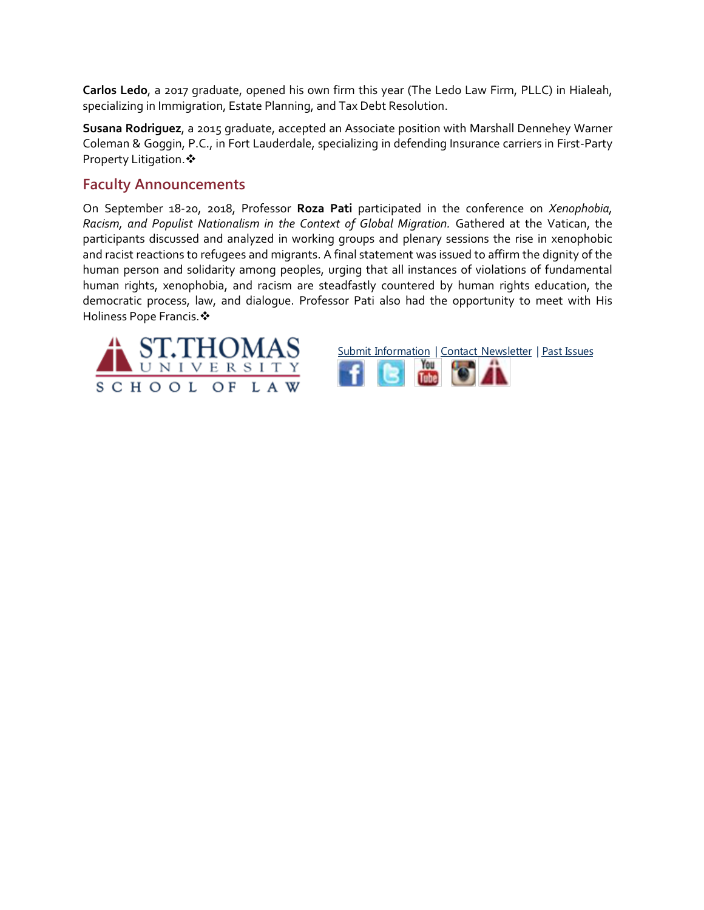**Carlos Ledo**, a 2017 graduate, opened his own firm this year (The Ledo Law Firm, PLLC) in Hialeah, specializing in Immigration, Estate Planning, and Tax Debt Resolution.

**Susana Rodriguez**, a 2015 graduate, accepted an Associate position with Marshall Dennehey Warner Coleman & Goggin, P.C., in Fort Lauderdale, specializing in defending Insurance carriers in First-Party Property Litigation.❖

## Faculty Announcements

On September 18-20, 2018, Professor **Roza Pati** participated in the conference on *Xenophobia, Racism, and Populist Nationalism in the Context of Global Migration*. Gathered at the Vatican, the participants discussed and analyzed in working groups and plenary sessions the rise in xenophobic and racist reactions to refugees and migrants. A final statement was issued to affirm the dignity of the human person and solidarity among peoples, urging that all instances of violations of fundamental human rights, xenophobia, and racism are steadfastly countered by human rights education, the democratic process, law, and dialogue. Professor Pati also had the opportunity to meet with His Holiness Pope Francis.❖

ST.THOMAS UNIVERSITY SCHOOL OF LAW

Submit Information | Contact Newsletter | Past Issues